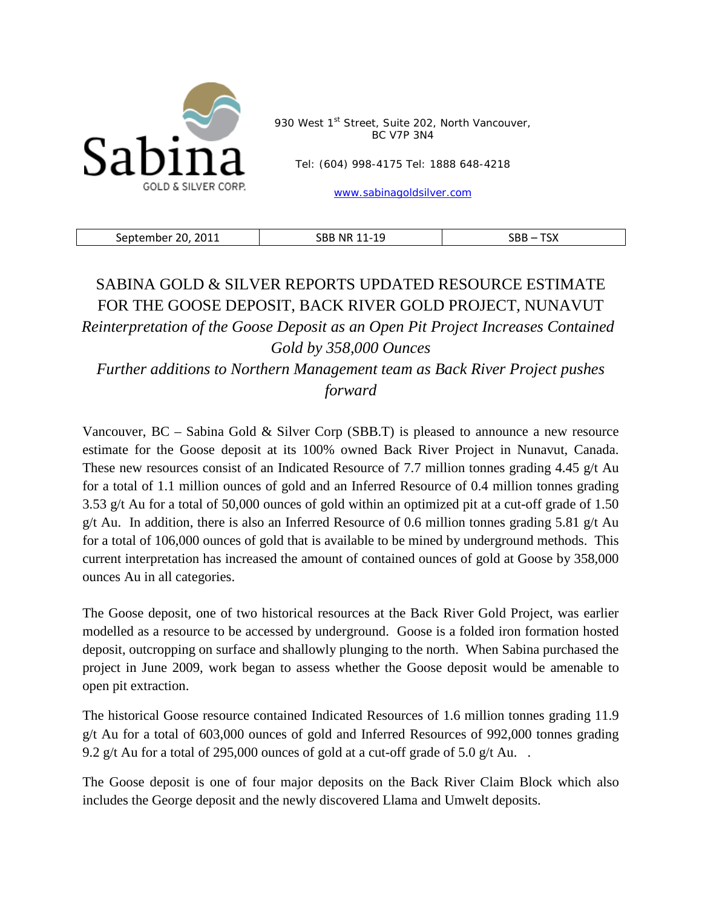Sabina
GOLD & SILVER CORP.

930 West 1st Street, Suite 202, North Vancouver, BC V7P 3N4

Tel: (604) 998-4175 Tel: 1888 648-4218

www.sabinagoldsilver.com

| September 20, 2011 | SBB NR 11-19 | SBB – TSX |
|---|---|---|

# SABINA GOLD & SILVER REPORTS UPDATED RESOURCE ESTIMATE FOR THE GOOSE DEPOSIT, BACK RIVER GOLD PROJECT, NUNAVUT

*Reinterpretation of the Goose Deposit as an Open Pit Project Increases Contained Gold by 358,000 Ounces*

*Further additions to Northern Management team as Back River Project pushes forward*

Vancouver, BC – Sabina Gold & Silver Corp (SBB.T) is pleased to announce a new resource estimate for the Goose deposit at its 100% owned Back River Project in Nunavut, Canada. These new resources consist of an Indicated Resource of 7.7 million tonnes grading 4.45 g/t Au for a total of 1.1 million ounces of gold and an Inferred Resource of 0.4 million tonnes grading 3.53 g/t Au for a total of 50,000 ounces of gold within an optimized pit at a cut-off grade of 1.50 g/t Au. In addition, there is also an Inferred Resource of 0.6 million tonnes grading 5.81 g/t Au for a total of 106,000 ounces of gold that is available to be mined by underground methods. This current interpretation has increased the amount of contained ounces of gold at Goose by 358,000 ounces Au in all categories.

The Goose deposit, one of two historical resources at the Back River Gold Project, was earlier modelled as a resource to be accessed by underground. Goose is a folded iron formation hosted deposit, outcropping on surface and shallowly plunging to the north. When Sabina purchased the project in June 2009, work began to assess whether the Goose deposit would be amenable to open pit extraction.

The historical Goose resource contained Indicated Resources of 1.6 million tonnes grading 11.9 g/t Au for a total of 603,000 ounces of gold and Inferred Resources of 992,000 tonnes grading 9.2 g/t Au for a total of 295,000 ounces of gold at a cut-off grade of 5.0 g/t Au. .

The Goose deposit is one of four major deposits on the Back River Claim Block which also includes the George deposit and the newly discovered Llama and Umwelt deposits.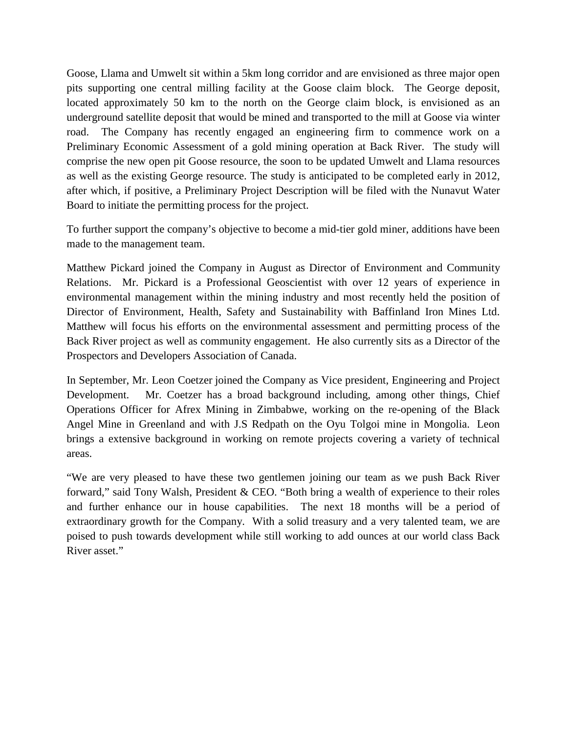Goose, Llama and Umwelt sit within a 5km long corridor and are envisioned as three major open pits supporting one central milling facility at the Goose claim block. The George deposit, located approximately 50 km to the north on the George claim block, is envisioned as an underground satellite deposit that would be mined and transported to the mill at Goose via winter road. The Company has recently engaged an engineering firm to commence work on a Preliminary Economic Assessment of a gold mining operation at Back River. The study will comprise the new open pit Goose resource, the soon to be updated Umwelt and Llama resources as well as the existing George resource. The study is anticipated to be completed early in 2012, after which, if positive, a Preliminary Project Description will be filed with the Nunavut Water Board to initiate the permitting process for the project.

To further support the company's objective to become a mid-tier gold miner, additions have been made to the management team.

Matthew Pickard joined the Company in August as Director of Environment and Community Relations. Mr. Pickard is a Professional Geoscientist with over 12 years of experience in environmental management within the mining industry and most recently held the position of Director of Environment, Health, Safety and Sustainability with Baffinland Iron Mines Ltd. Matthew will focus his efforts on the environmental assessment and permitting process of the Back River project as well as community engagement. He also currently sits as a Director of the Prospectors and Developers Association of Canada.

In September, Mr. Leon Coetzer joined the Company as Vice president, Engineering and Project Development. Mr. Coetzer has a broad background including, among other things, Chief Operations Officer for Afrex Mining in Zimbabwe, working on the re-opening of the Black Angel Mine in Greenland and with J.S Redpath on the Oyu Tolgoi mine in Mongolia. Leon brings a extensive background in working on remote projects covering a variety of technical areas.

"We are very pleased to have these two gentlemen joining our team as we push Back River forward," said Tony Walsh, President & CEO. "Both bring a wealth of experience to their roles and further enhance our in house capabilities. The next 18 months will be a period of extraordinary growth for the Company. With a solid treasury and a very talented team, we are poised to push towards development while still working to add ounces at our world class Back River asset."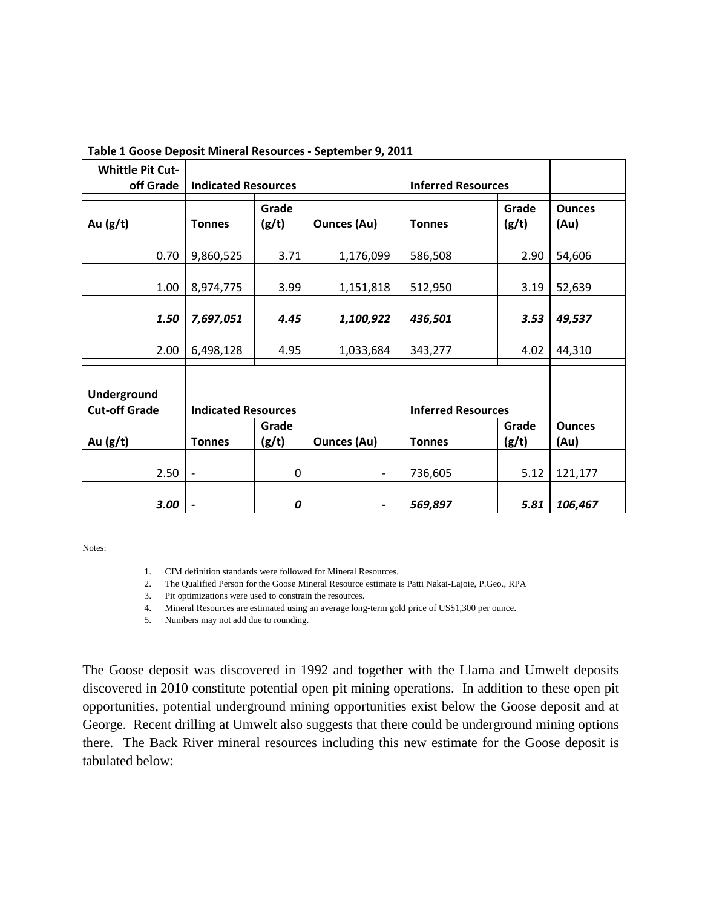**Table 1 Goose Deposit Mineral Resources - September 9, 2011**

| Whittle Pit Cut-off Grade | Indicated Resources | | | Inferred Resources | | |
|---|---|---|---|---|---|---|
| Au (g/t) | Tonnes | Grade (g/t) | Ounces (Au) | Tonnes | Grade (g/t) | Ounces (Au) |
| 0.70 | 9,860,525 | 3.71 | 1,176,099 | 586,508 | 2.90 | 54,606 |
| 1.00 | 8,974,775 | 3.99 | 1,151,818 | 512,950 | 3.19 | 52,639 |
| ***1.50*** | ***7,697,051*** | ***4.45*** | ***1,100,922*** | ***436,501*** | ***3.53*** | ***49,537*** |
| 2.00 | 6,498,128 | 4.95 | 1,033,684 | 343,277 | 4.02 | 44,310 |
| **Underground Cut-off Grade** | **Indicated Resources** | | | **Inferred Resources** | | |
| **Au (g/t)** | **Tonnes** | **Grade (g/t)** | **Ounces (Au)** | **Tonnes** | **Grade (g/t)** | **Ounces (Au)** |
| 2.50 | - | 0 | - | 736,605 | 5.12 | 121,177 |
| ***3.00*** | ***-*** | ***0*** | ***-*** | ***569,897*** | ***5.81*** | ***106,467*** |

Notes:

1. CIM definition standards were followed for Mineral Resources.
2. The Qualified Person for the Goose Mineral Resource estimate is Patti Nakai-Lajoie, P.Geo., RPA
3. Pit optimizations were used to constrain the resources.
4. Mineral Resources are estimated using an average long-term gold price of US$1,300 per ounce.
5. Numbers may not add due to rounding.

The Goose deposit was discovered in 1992 and together with the Llama and Umwelt deposits discovered in 2010 constitute potential open pit mining operations. In addition to these open pit opportunities, potential underground mining opportunities exist below the Goose deposit and at George. Recent drilling at Umwelt also suggests that there could be underground mining options there. The Back River mineral resources including this new estimate for the Goose deposit is tabulated below: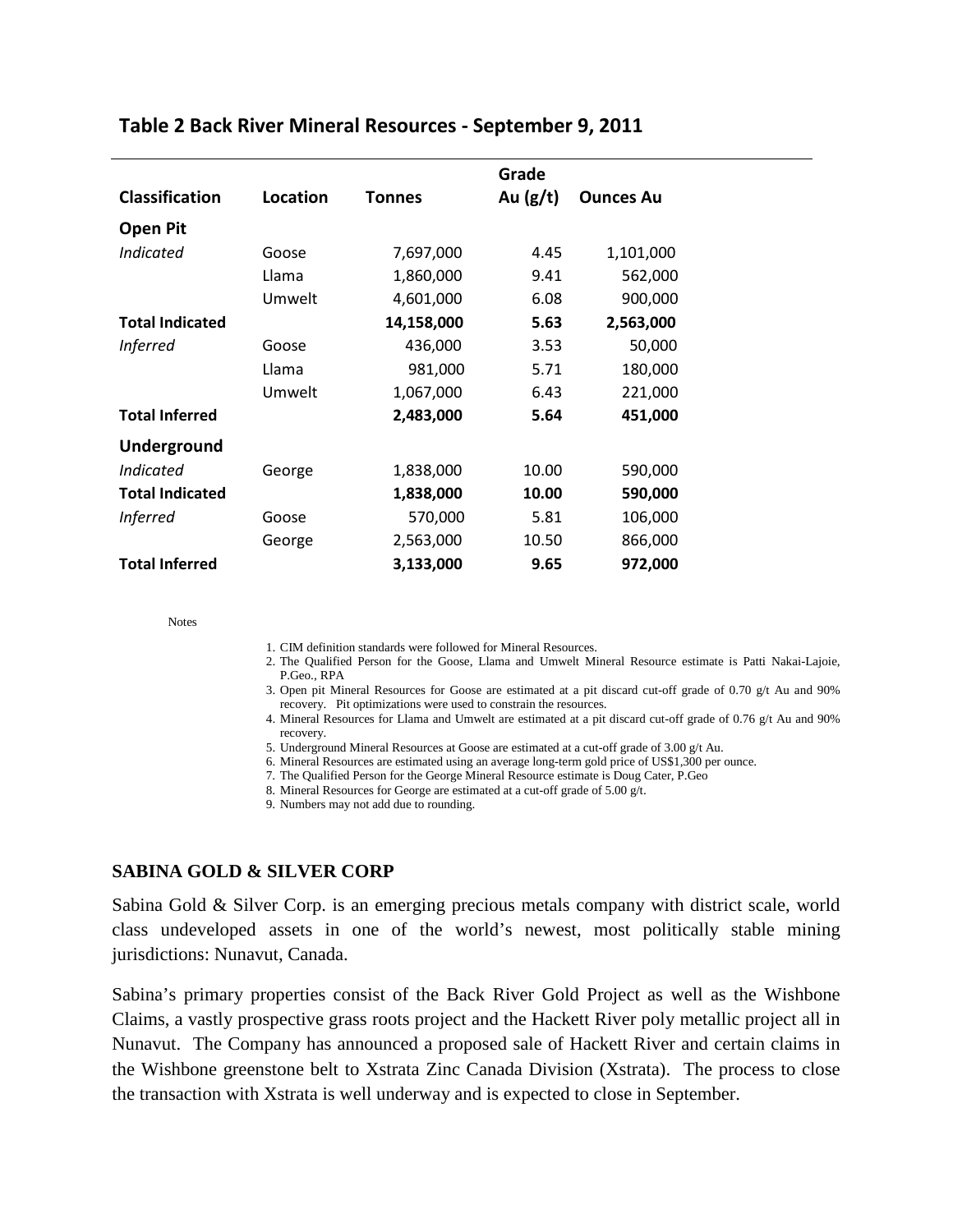## Table 2 Back River Mineral Resources - September 9, 2011

| Classification | Location | Tonnes | Grade Au (g/t) | Ounces Au |
|---|---|---|---|---|
| **Open Pit** | | | | |
| *Indicated* | Goose | 7,697,000 | 4.45 | 1,101,000 |
| | Llama | 1,860,000 | 9.41 | 562,000 |
| | Umwelt | 4,601,000 | 6.08 | 900,000 |
| **Total Indicated** | | **14,158,000** | **5.63** | **2,563,000** |
| *Inferred* | Goose | 436,000 | 3.53 | 50,000 |
| | Llama | 981,000 | 5.71 | 180,000 |
| | Umwelt | 1,067,000 | 6.43 | 221,000 |
| **Total Inferred** | | **2,483,000** | **5.64** | **451,000** |
| **Underground** | | | | |
| *Indicated* | George | 1,838,000 | 10.00 | 590,000 |
| **Total Indicated** | | **1,838,000** | **10.00** | **590,000** |
| *Inferred* | Goose | 570,000 | 5.81 | 106,000 |
| | George | 2,563,000 | 10.50 | 866,000 |
| **Total Inferred** | | **3,133,000** | **9.65** | **972,000** |

Notes

1. CIM definition standards were followed for Mineral Resources.
2. The Qualified Person for the Goose, Llama and Umwelt Mineral Resource estimate is Patti Nakai-Lajoie, P.Geo., RPA
3. Open pit Mineral Resources for Goose are estimated at a pit discard cut-off grade of 0.70 g/t Au and 90% recovery. Pit optimizations were used to constrain the resources.
4. Mineral Resources for Llama and Umwelt are estimated at a pit discard cut-off grade of 0.76 g/t Au and 90% recovery.
5. Underground Mineral Resources at Goose are estimated at a cut-off grade of 3.00 g/t Au.
6. Mineral Resources are estimated using an average long-term gold price of US$1,300 per ounce.
7. The Qualified Person for the George Mineral Resource estimate is Doug Cater, P.Geo
8. Mineral Resources for George are estimated at a cut-off grade of 5.00 g/t.
9. Numbers may not add due to rounding.

### SABINA GOLD & SILVER CORP

Sabina Gold & Silver Corp. is an emerging precious metals company with district scale, world class undeveloped assets in one of the world's newest, most politically stable mining jurisdictions: Nunavut, Canada.

Sabina's primary properties consist of the Back River Gold Project as well as the Wishbone Claims, a vastly prospective grass roots project and the Hackett River poly metallic project all in Nunavut. The Company has announced a proposed sale of Hackett River and certain claims in the Wishbone greenstone belt to Xstrata Zinc Canada Division (Xstrata). The process to close the transaction with Xstrata is well underway and is expected to close in September.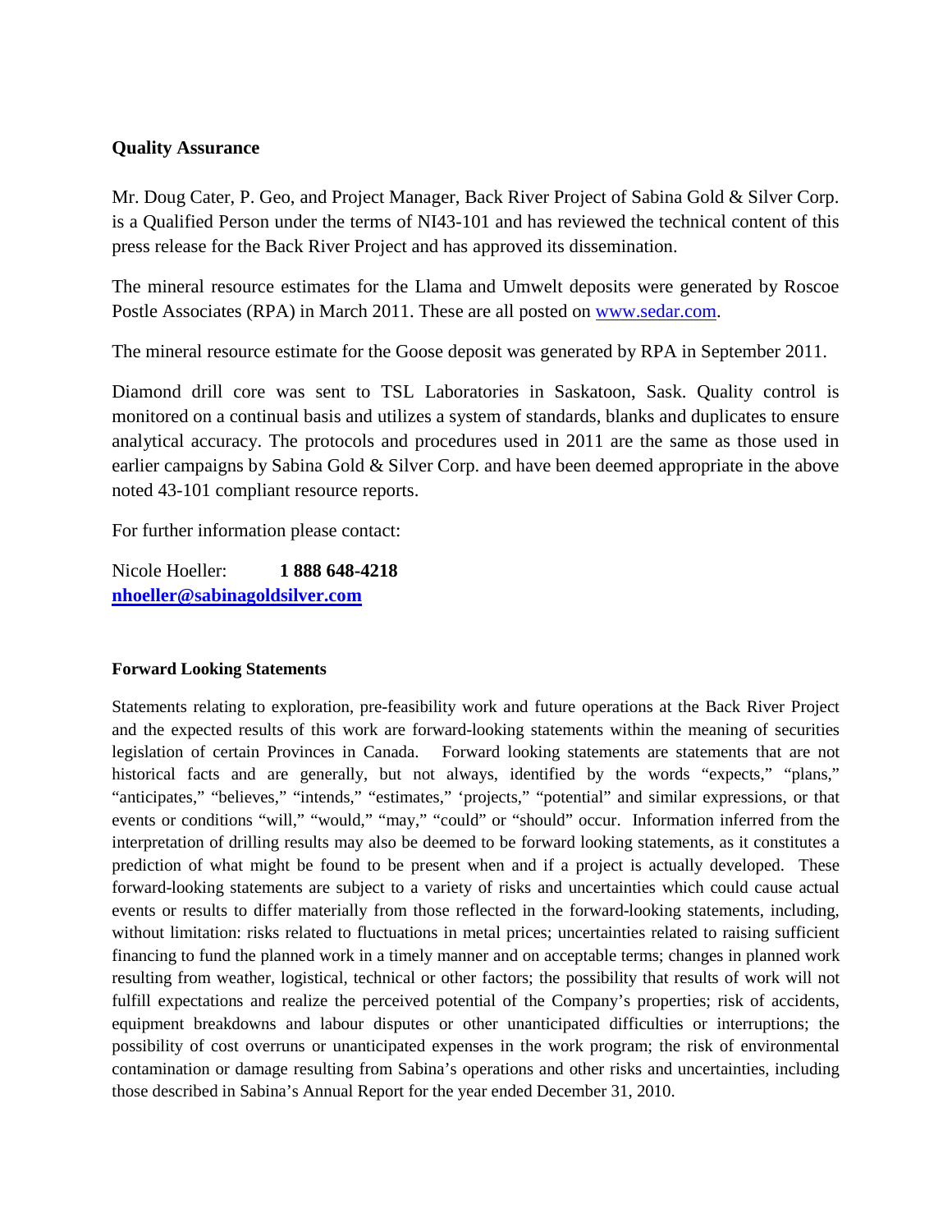## Quality Assurance

Mr. Doug Cater, P. Geo, and Project Manager, Back River Project of Sabina Gold & Silver Corp. is a Qualified Person under the terms of NI43-101 and has reviewed the technical content of this press release for the Back River Project and has approved its dissemination.

The mineral resource estimates for the Llama and Umwelt deposits were generated by Roscoe Postle Associates (RPA) in March 2011. These are all posted on [www.sedar.com](www.sedar.com).

The mineral resource estimate for the Goose deposit was generated by RPA in September 2011.

Diamond drill core was sent to TSL Laboratories in Saskatoon, Sask. Quality control is monitored on a continual basis and utilizes a system of standards, blanks and duplicates to ensure analytical accuracy. The protocols and procedures used in 2011 are the same as those used in earlier campaigns by Sabina Gold & Silver Corp. and have been deemed appropriate in the above noted 43-101 compliant resource reports.

For further information please contact:

Nicole Hoeller: **1 888 648-4218**
**[nhoeller@sabinagoldsilver.com](mailto:nhoeller@sabinagoldsilver.com)**

### Forward Looking Statements

Statements relating to exploration, pre-feasibility work and future operations at the Back River Project and the expected results of this work are forward-looking statements within the meaning of securities legislation of certain Provinces in Canada. Forward looking statements are statements that are not historical facts and are generally, but not always, identified by the words "expects," "plans," "anticipates," "believes," "intends," "estimates," 'projects," "potential" and similar expressions, or that events or conditions "will," "would," "may," "could" or "should" occur. Information inferred from the interpretation of drilling results may also be deemed to be forward looking statements, as it constitutes a prediction of what might be found to be present when and if a project is actually developed. These forward-looking statements are subject to a variety of risks and uncertainties which could cause actual events or results to differ materially from those reflected in the forward-looking statements, including, without limitation: risks related to fluctuations in metal prices; uncertainties related to raising sufficient financing to fund the planned work in a timely manner and on acceptable terms; changes in planned work resulting from weather, logistical, technical or other factors; the possibility that results of work will not fulfill expectations and realize the perceived potential of the Company's properties; risk of accidents, equipment breakdowns and labour disputes or other unanticipated difficulties or interruptions; the possibility of cost overruns or unanticipated expenses in the work program; the risk of environmental contamination or damage resulting from Sabina's operations and other risks and uncertainties, including those described in Sabina's Annual Report for the year ended December 31, 2010.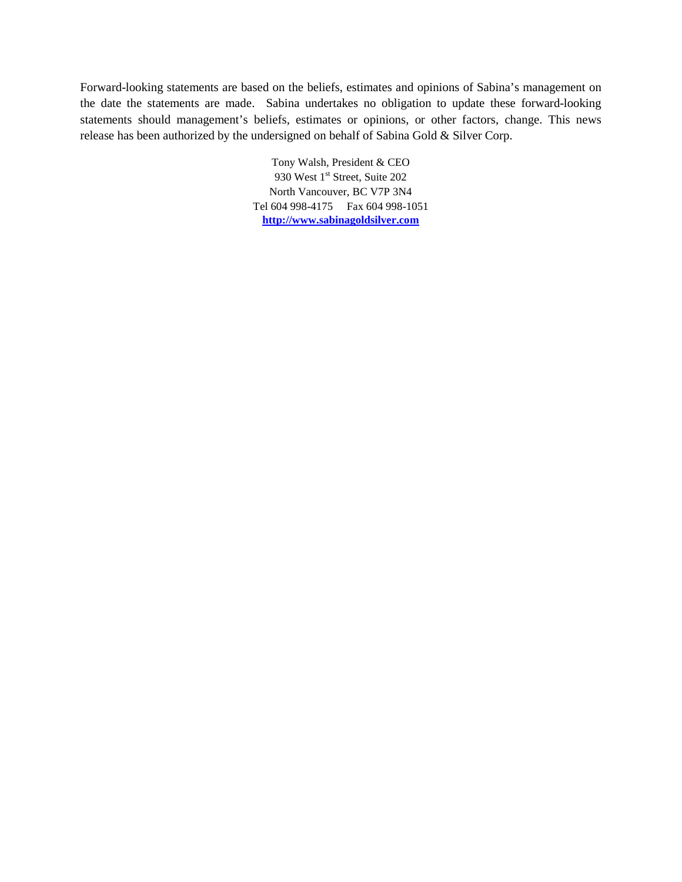Forward-looking statements are based on the beliefs, estimates and opinions of Sabina's management on the date the statements are made. Sabina undertakes no obligation to update these forward-looking statements should management's beliefs, estimates or opinions, or other factors, change. This news release has been authorized by the undersigned on behalf of Sabina Gold & Silver Corp.

Tony Walsh, President & CEO
930 West 1st Street, Suite 202
North Vancouver, BC V7P 3N4
Tel 604 998-4175 Fax 604 998-1051
**http://www.sabinagoldsilver.com**